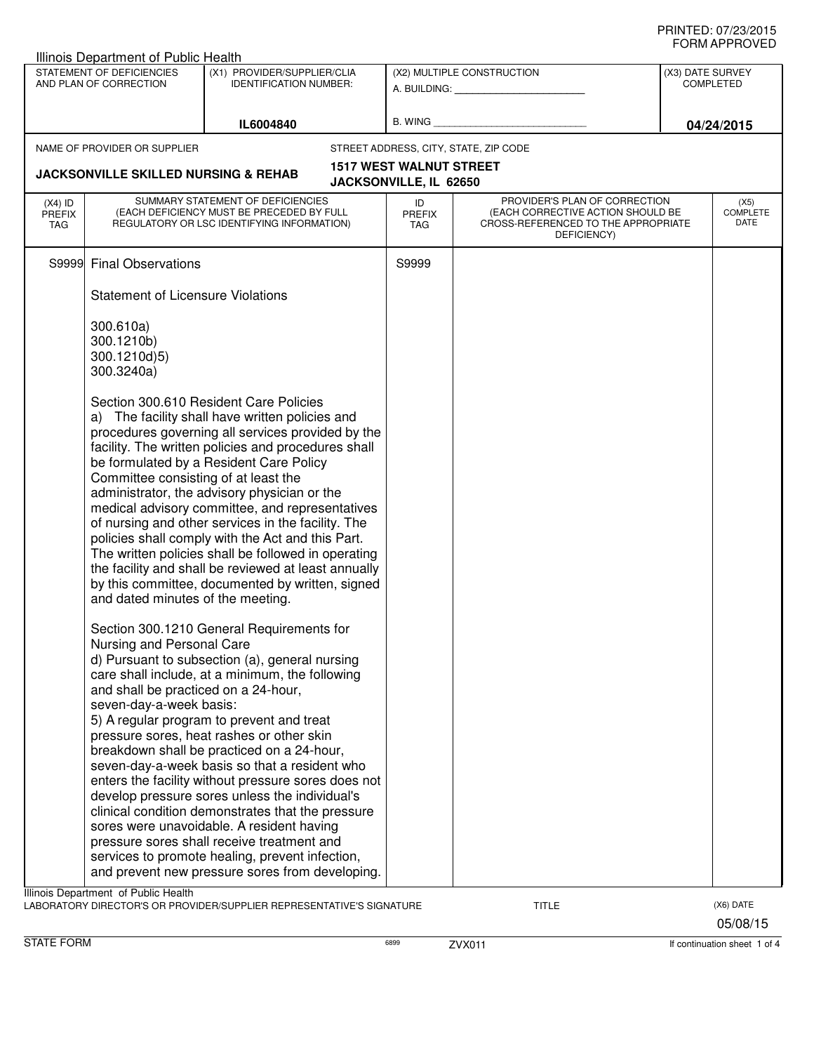PRINTED: 07/23/2015
FORM APPROVED

Illinois Department of Public Health

| STATEMENT OF DEFICIENCIES AND PLAN OF CORRECTION | (X1) PROVIDER/SUPPLIER/CLIA IDENTIFICATION NUMBER: | (X2) MULTIPLE CONSTRUCTION | (X3) DATE SURVEY COMPLETED |
|---|---|---|---|
| | IL6004840 | A. BUILDING: ______ B. WING ______ | 04/24/2015 |

NAME OF PROVIDER OR SUPPLIER: **JACKSONVILLE SKILLED NURSING & REHAB**

STREET ADDRESS, CITY, STATE, ZIP CODE: **1517 WEST WALNUT STREET, JACKSONVILLE, IL 62650**

| (X4) ID PREFIX TAG | SUMMARY STATEMENT OF DEFICIENCIES (EACH DEFICIENCY MUST BE PRECEDED BY FULL REGULATORY OR LSC IDENTIFYING INFORMATION) | ID PREFIX TAG | PROVIDER'S PLAN OF CORRECTION (EACH CORRECTIVE ACTION SHOULD BE CROSS-REFERENCED TO THE APPROPRIATE DEFICIENCY) | (X5) COMPLETE DATE |
|---|---|---|---|---|
| S9999 | Final Observations | S9999 | | |

Statement of Licensure Violations

300.610a)
300.1210b)
300.1210d)5)
300.3240a)

Section 300.610 Resident Care Policies
a) The facility shall have written policies and procedures governing all services provided by the facility. The written policies and procedures shall be formulated by a Resident Care Policy Committee consisting of at least the administrator, the advisory physician or the medical advisory committee, and representatives of nursing and other services in the facility. The policies shall comply with the Act and this Part. The written policies shall be followed in operating the facility and shall be reviewed at least annually by this committee, documented by written, signed and dated minutes of the meeting.

Section 300.1210 General Requirements for Nursing and Personal Care
d) Pursuant to subsection (a), general nursing care shall include, at a minimum, the following and shall be practiced on a 24-hour, seven-day-a-week basis:
5) A regular program to prevent and treat pressure sores, heat rashes or other skin breakdown shall be practiced on a 24-hour, seven-day-a-week basis so that a resident who enters the facility without pressure sores does not develop pressure sores unless the individual's clinical condition demonstrates that the pressure sores were unavoidable. A resident having pressure sores shall receive treatment and services to promote healing, prevent infection, and prevent new pressure sores from developing.

Illinois Department of Public Health
LABORATORY DIRECTOR'S OR PROVIDER/SUPPLIER REPRESENTATIVE'S SIGNATURE | TITLE | (X6) DATE 05/08/15

STATE FORM 6899 ZVX011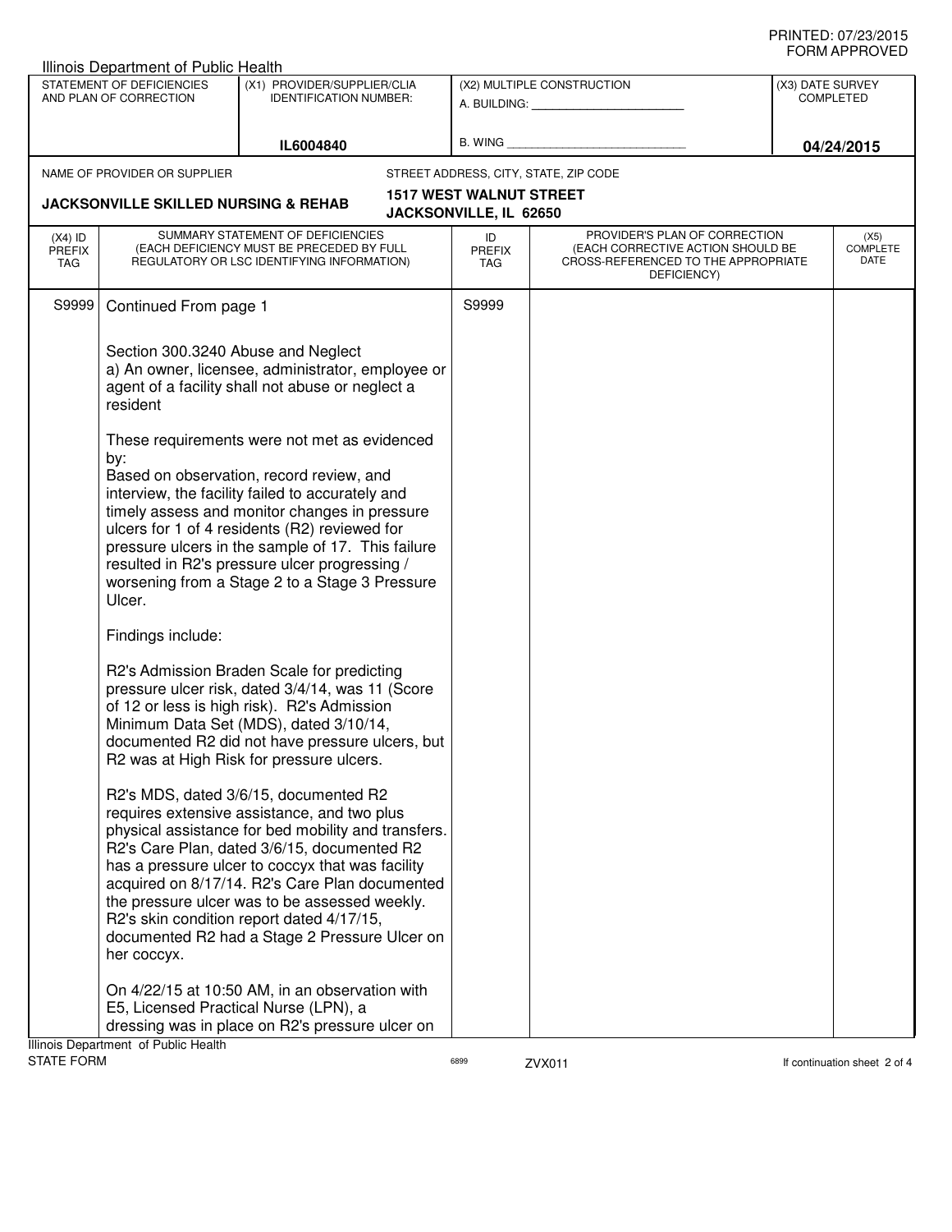PRINTED: 07/23/2015
FORM APPROVED

Illinois Department of Public Health

| STATEMENT OF DEFICIENCIES AND PLAN OF CORRECTION | (X1) PROVIDER/SUPPLIER/CLIA IDENTIFICATION NUMBER: | (X2) MULTIPLE CONSTRUCTION | (X3) DATE SURVEY COMPLETED |
|---|---|---|---|
| | IL6004840 | A. BUILDING: ______ B. WING ______ | 04/24/2015 |

NAME OF PROVIDER OR SUPPLIER: **JACKSONVILLE SKILLED NURSING & REHAB**

STREET ADDRESS, CITY, STATE, ZIP CODE: **1517 WEST WALNUT STREET JACKSONVILLE, IL 62650**

| (X4) ID PREFIX TAG | SUMMARY STATEMENT OF DEFICIENCIES (EACH DEFICIENCY MUST BE PRECEDED BY FULL REGULATORY OR LSC IDENTIFYING INFORMATION) | ID PREFIX TAG | PROVIDER'S PLAN OF CORRECTION (EACH CORRECTIVE ACTION SHOULD BE CROSS-REFERENCED TO THE APPROPRIATE DEFICIENCY) | (X5) COMPLETE DATE |
|---|---|---|---|---|
| S9999 | Continued From page 1 | S9999 | | |

Section 300.3240 Abuse and Neglect
a) An owner, licensee, administrator, employee or agent of a facility shall not abuse or neglect a resident

These requirements were not met as evidenced by:
Based on observation, record review, and interview, the facility failed to accurately and timely assess and monitor changes in pressure ulcers for 1 of 4 residents (R2) reviewed for pressure ulcers in the sample of 17. This failure resulted in R2's pressure ulcer progressing / worsening from a Stage 2 to a Stage 3 Pressure Ulcer.

Findings include:

R2's Admission Braden Scale for predicting pressure ulcer risk, dated 3/4/14, was 11 (Score of 12 or less is high risk). R2's Admission Minimum Data Set (MDS), dated 3/10/14, documented R2 did not have pressure ulcers, but R2 was at High Risk for pressure ulcers.

R2's MDS, dated 3/6/15, documented R2 requires extensive assistance, and two plus physical assistance for bed mobility and transfers. R2's Care Plan, dated 3/6/15, documented R2 has a pressure ulcer to coccyx that was facility acquired on 8/17/14. R2's Care Plan documented the pressure ulcer was to be assessed weekly. R2's skin condition report dated 4/17/15, documented R2 had a Stage 2 Pressure Ulcer on her coccyx.

On 4/22/15 at 10:50 AM, in an observation with E5, Licensed Practical Nurse (LPN), a dressing was in place on R2's pressure ulcer on

Illinois Department of Public Health
STATE FORM 6899 ZVX011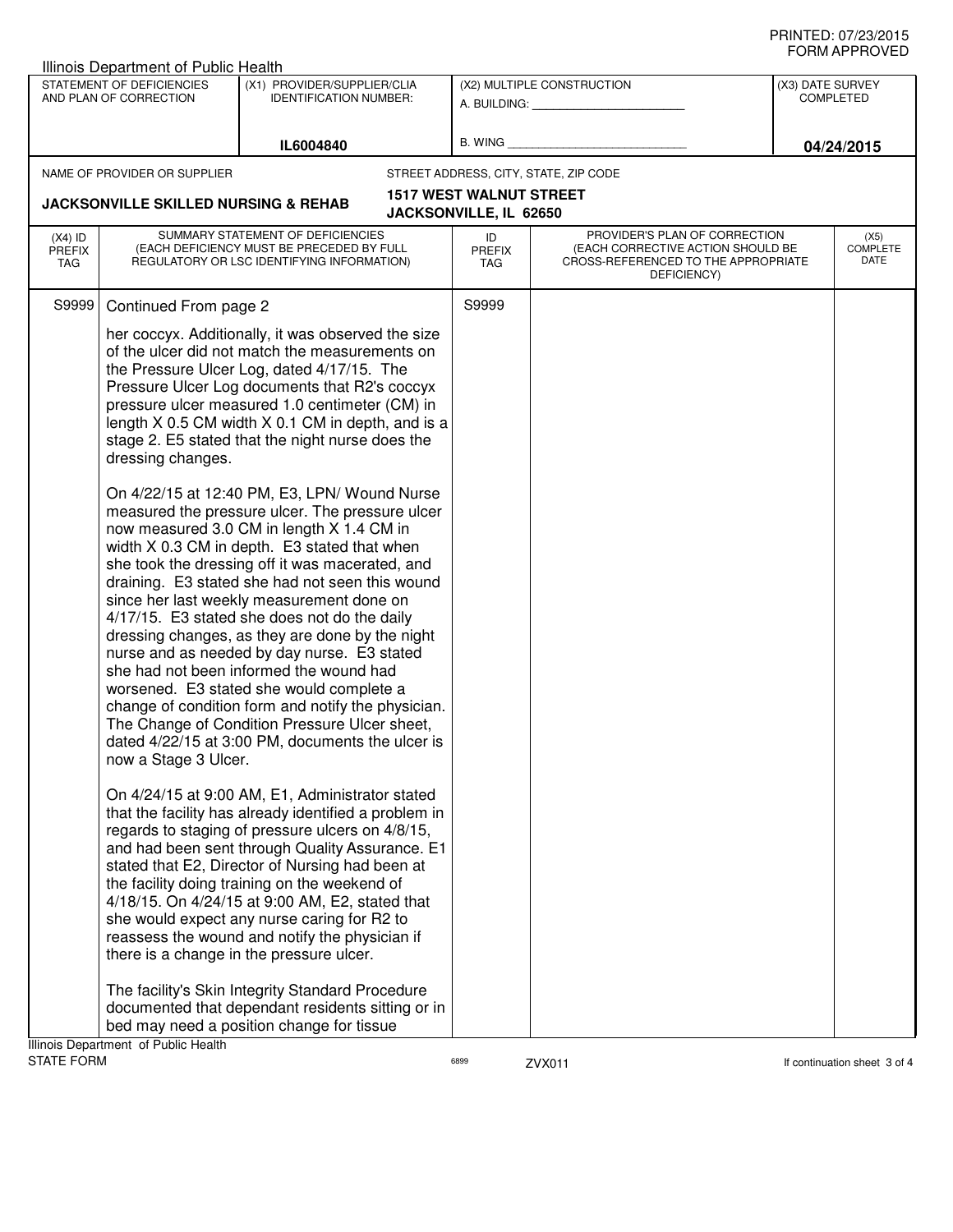PRINTED: 07/23/2015
FORM APPROVED

Illinois Department of Public Health

| STATEMENT OF DEFICIENCIES AND PLAN OF CORRECTION | (X1) PROVIDER/SUPPLIER/CLIA IDENTIFICATION NUMBER: | (X2) MULTIPLE CONSTRUCTION | (X3) DATE SURVEY COMPLETED |
|---|---|---|---|
| | IL6004840 | A. BUILDING: ______ B. WING ______ | 04/24/2015 |

NAME OF PROVIDER OR SUPPLIER: **JACKSONVILLE SKILLED NURSING & REHAB**

STREET ADDRESS, CITY, STATE, ZIP CODE: **1517 WEST WALNUT STREET JACKSONVILLE, IL 62650**

| (X4) ID PREFIX TAG | SUMMARY STATEMENT OF DEFICIENCIES (EACH DEFICIENCY MUST BE PRECEDED BY FULL REGULATORY OR LSC IDENTIFYING INFORMATION) | ID PREFIX TAG | PROVIDER'S PLAN OF CORRECTION (EACH CORRECTIVE ACTION SHOULD BE CROSS-REFERENCED TO THE APPROPRIATE DEFICIENCY) | (X5) COMPLETE DATE |
|---|---|---|---|---|
| S9999 | Continued From page 2 | S9999 | | |

her coccyx. Additionally, it was observed the size of the ulcer did not match the measurements on the Pressure Ulcer Log, dated 4/17/15. The Pressure Ulcer Log documents that R2's coccyx pressure ulcer measured 1.0 centimeter (CM) in length X 0.5 CM width X 0.1 CM in depth, and is a stage 2. E5 stated that the night nurse does the dressing changes.

On 4/22/15 at 12:40 PM, E3, LPN/ Wound Nurse measured the pressure ulcer. The pressure ulcer now measured 3.0 CM in length X 1.4 CM in width X 0.3 CM in depth. E3 stated that when she took the dressing off it was macerated, and draining. E3 stated she had not seen this wound since her last weekly measurement done on 4/17/15. E3 stated she does not do the daily dressing changes, as they are done by the night nurse and as needed by day nurse. E3 stated she had not been informed the wound had worsened. E3 stated she would complete a change of condition form and notify the physician. The Change of Condition Pressure Ulcer sheet, dated 4/22/15 at 3:00 PM, documents the ulcer is now a Stage 3 Ulcer.

On 4/24/15 at 9:00 AM, E1, Administrator stated that the facility has already identified a problem in regards to staging of pressure ulcers on 4/8/15, and had been sent through Quality Assurance. E1 stated that E2, Director of Nursing had been at the facility doing training on the weekend of 4/18/15. On 4/24/15 at 9:00 AM, E2, stated that she would expect any nurse caring for R2 to reassess the wound and notify the physician if there is a change in the pressure ulcer.

The facility's Skin Integrity Standard Procedure documented that dependant residents sitting or in bed may need a position change for tissue

Illinois Department of Public Health
STATE FORM 6899 ZVX011 If continuation sheet 3 of 4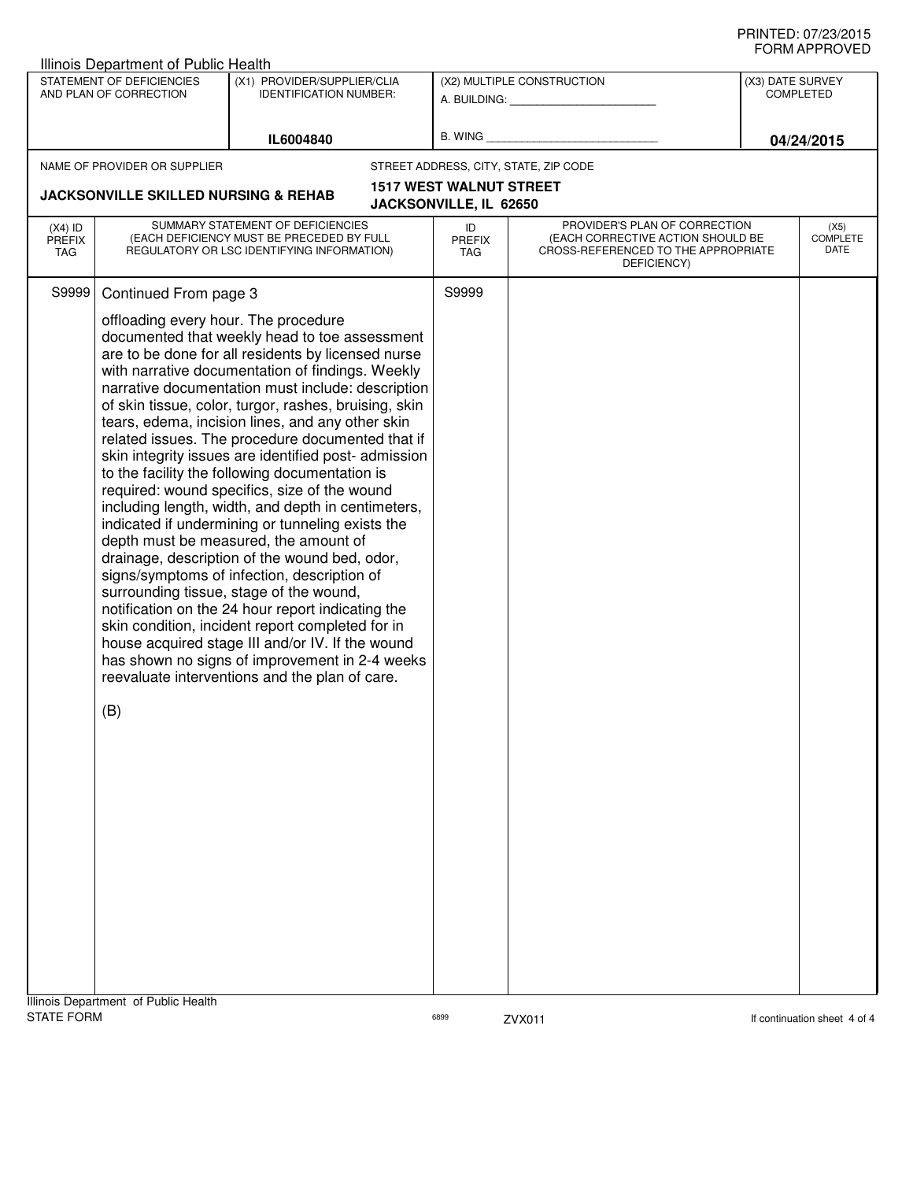Illinois Department of Public Health

| STATEMENT OF DEFICIENCIES AND PLAN OF CORRECTION | (X1) PROVIDER/SUPPLIER/CLIA IDENTIFICATION NUMBER: | (X2) MULTIPLE CONSTRUCTION | (X3) DATE SURVEY COMPLETED |
|---|---|---|---|
| | IL6004840 | A. BUILDING: ______ B. WING ______ | 04/24/2015 |

NAME OF PROVIDER OR SUPPLIER: **JACKSONVILLE SKILLED NURSING & REHAB**

STREET ADDRESS, CITY, STATE, ZIP CODE: **1517 WEST WALNUT STREET, JACKSONVILLE, IL 62650**

| (X4) ID PREFIX TAG | SUMMARY STATEMENT OF DEFICIENCIES (EACH DEFICIENCY MUST BE PRECEDED BY FULL REGULATORY OR LSC IDENTIFYING INFORMATION) | ID PREFIX TAG | PROVIDER'S PLAN OF CORRECTION (EACH CORRECTIVE ACTION SHOULD BE CROSS-REFERENCED TO THE APPROPRIATE DEFICIENCY) | (X5) COMPLETE DATE |
|---|---|---|---|---|
| S9999 | Continued From page 3<br><br>offloading every hour. The procedure documented that weekly head to toe assessment are to be done for all residents by licensed nurse with narrative documentation of findings. Weekly narrative documentation must include: description of skin tissue, color, turgor, rashes, bruising, skin tears, edema, incision lines, and any other skin related issues. The procedure documented that if skin integrity issues are identified post- admission to the facility the following documentation is required: wound specifics, size of the wound including length, width, and depth in centimeters, indicated if undermining or tunneling exists the depth must be measured, the amount of drainage, description of the wound bed, odor, signs/symptoms of infection, description of surrounding tissue, stage of the wound, notification on the 24 hour report indicating the skin condition, incident report completed for in house acquired stage III and/or IV. If the wound has shown no signs of improvement in 2-4 weeks reevaluate interventions and the plan of care.<br><br>(B) | S9999 | | |

Illinois Department of Public Health
STATE FORM 6899 ZVX011